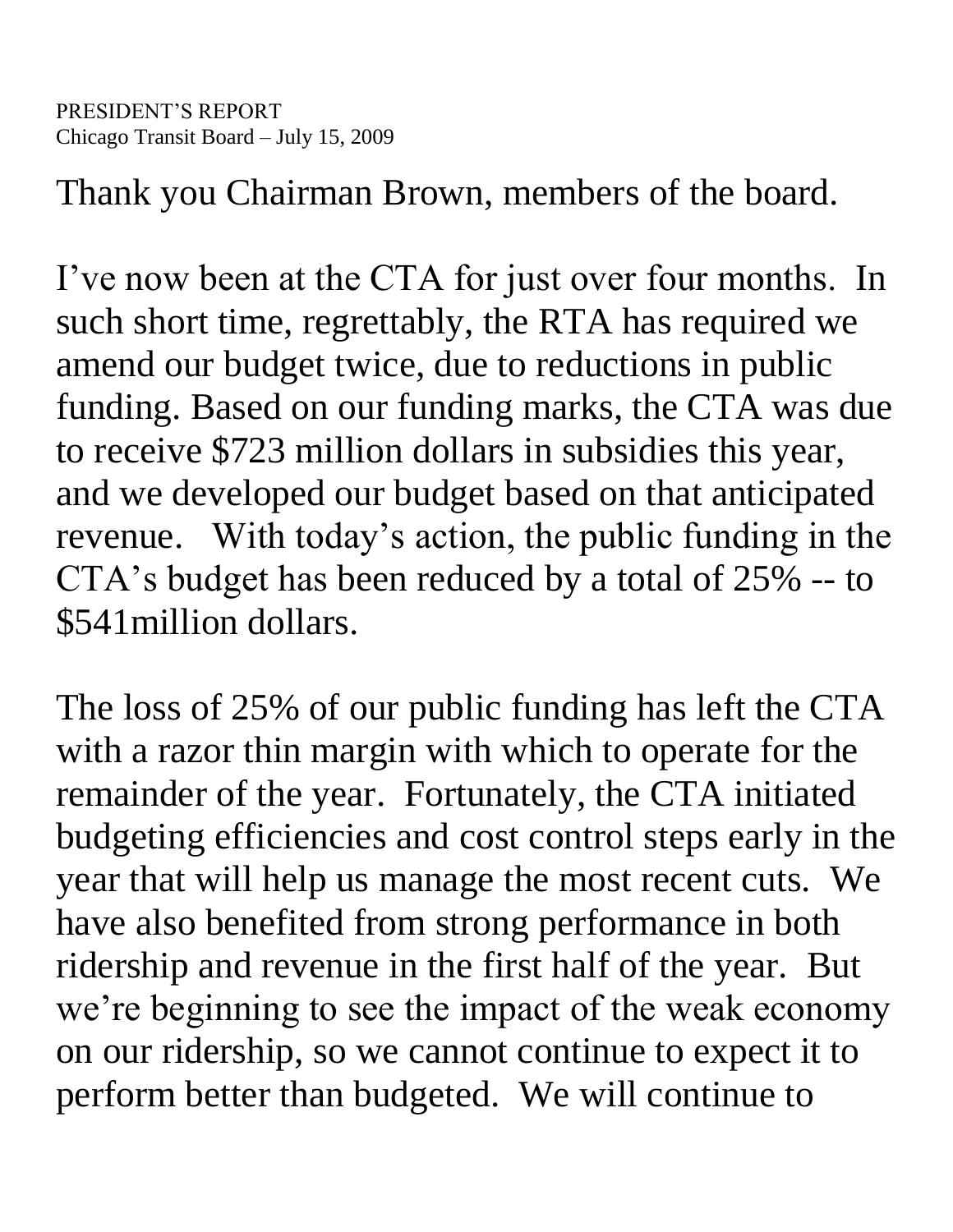PRESIDENT'S REPORT
Chicago Transit Board – July 15, 2009

Thank you Chairman Brown, members of the board.

I've now been at the CTA for just over four months. In such short time, regrettably, the RTA has required we amend our budget twice, due to reductions in public funding. Based on our funding marks, the CTA was due to receive $723 million dollars in subsidies this year, and we developed our budget based on that anticipated revenue. With today's action, the public funding in the CTA's budget has been reduced by a total of 25% -- to $541million dollars.

The loss of 25% of our public funding has left the CTA with a razor thin margin with which to operate for the remainder of the year. Fortunately, the CTA initiated budgeting efficiencies and cost control steps early in the year that will help us manage the most recent cuts. We have also benefited from strong performance in both ridership and revenue in the first half of the year. But we're beginning to see the impact of the weak economy on our ridership, so we cannot continue to expect it to perform better than budgeted. We will continue to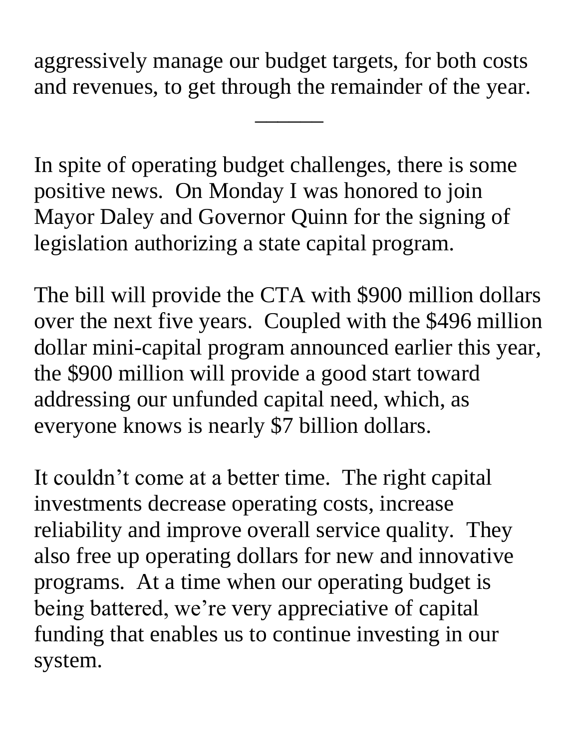aggressively manage our budget targets, for both costs and revenues, to get through the remainder of the year.

———

In spite of operating budget challenges, there is some positive news. On Monday I was honored to join Mayor Daley and Governor Quinn for the signing of legislation authorizing a state capital program.

The bill will provide the CTA with $900 million dollars over the next five years. Coupled with the $496 million dollar mini-capital program announced earlier this year, the $900 million will provide a good start toward addressing our unfunded capital need, which, as everyone knows is nearly $7 billion dollars.

It couldn't come at a better time. The right capital investments decrease operating costs, increase reliability and improve overall service quality. They also free up operating dollars for new and innovative programs. At a time when our operating budget is being battered, we're very appreciative of capital funding that enables us to continue investing in our system.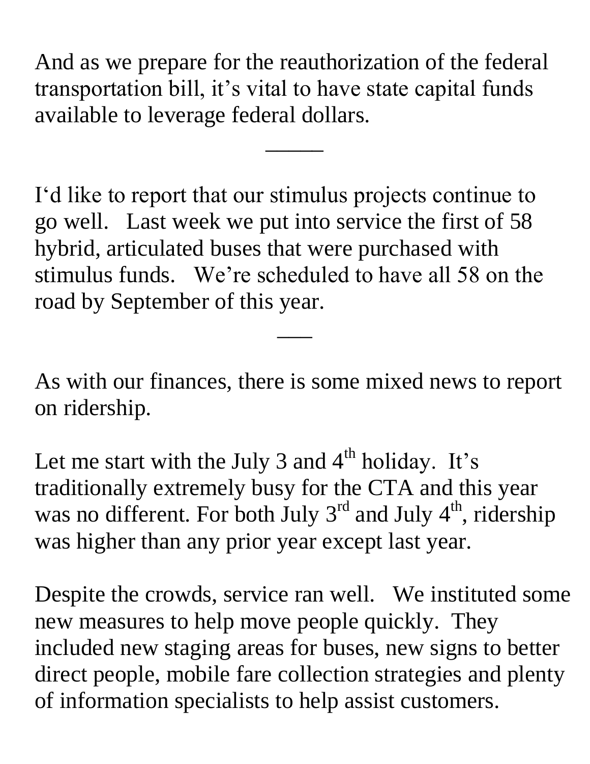And as we prepare for the reauthorization of the federal transportation bill, it's vital to have state capital funds available to leverage federal dollars.

―――

I'd like to report that our stimulus projects continue to go well. Last week we put into service the first of 58 hybrid, articulated buses that were purchased with stimulus funds. We're scheduled to have all 58 on the road by September of this year.

――

As with our finances, there is some mixed news to report on ridership.

Let me start with the July 3 and 4th holiday. It's traditionally extremely busy for the CTA and this year was no different. For both July 3rd and July 4th, ridership was higher than any prior year except last year.

Despite the crowds, service ran well. We instituted some new measures to help move people quickly. They included new staging areas for buses, new signs to better direct people, mobile fare collection strategies and plenty of information specialists to help assist customers.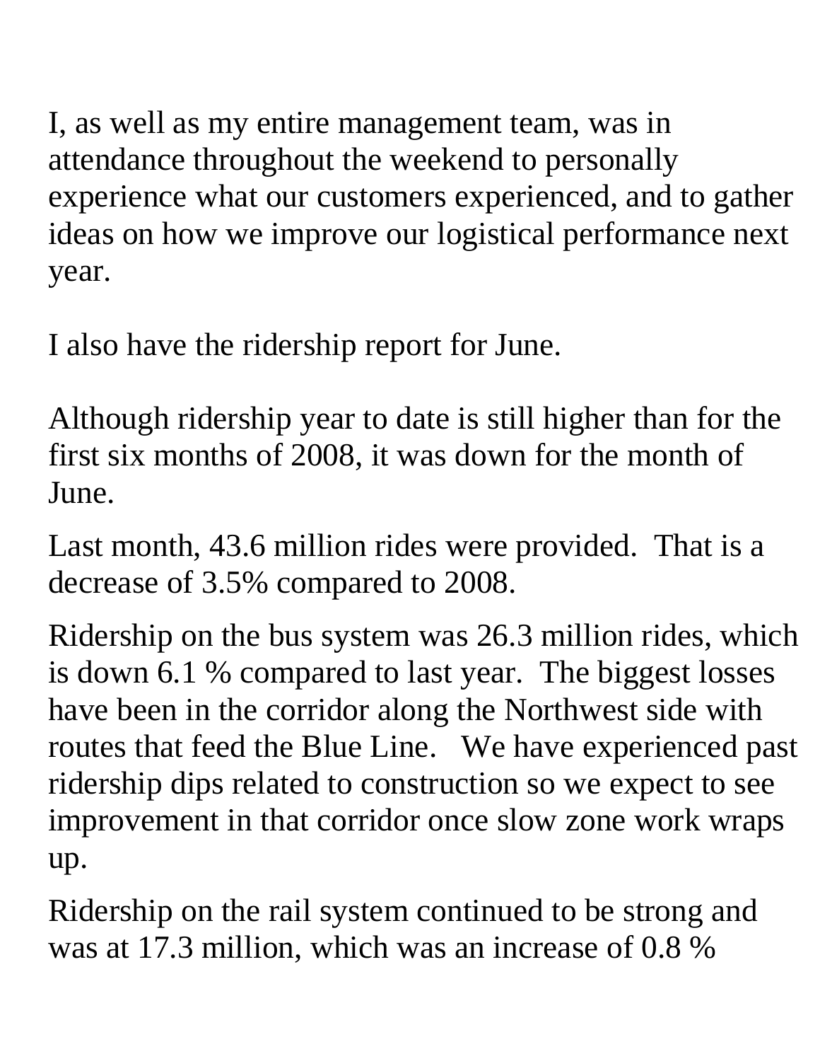I, as well as my entire management team, was in attendance throughout the weekend to personally experience what our customers experienced, and to gather ideas on how we improve our logistical performance next year.

I also have the ridership report for June.

Although ridership year to date is still higher than for the first six months of 2008, it was down for the month of June.

Last month, 43.6 million rides were provided. That is a decrease of 3.5% compared to 2008.

Ridership on the bus system was 26.3 million rides, which is down 6.1 % compared to last year. The biggest losses have been in the corridor along the Northwest side with routes that feed the Blue Line. We have experienced past ridership dips related to construction so we expect to see improvement in that corridor once slow zone work wraps up.

Ridership on the rail system continued to be strong and was at 17.3 million, which was an increase of 0.8 %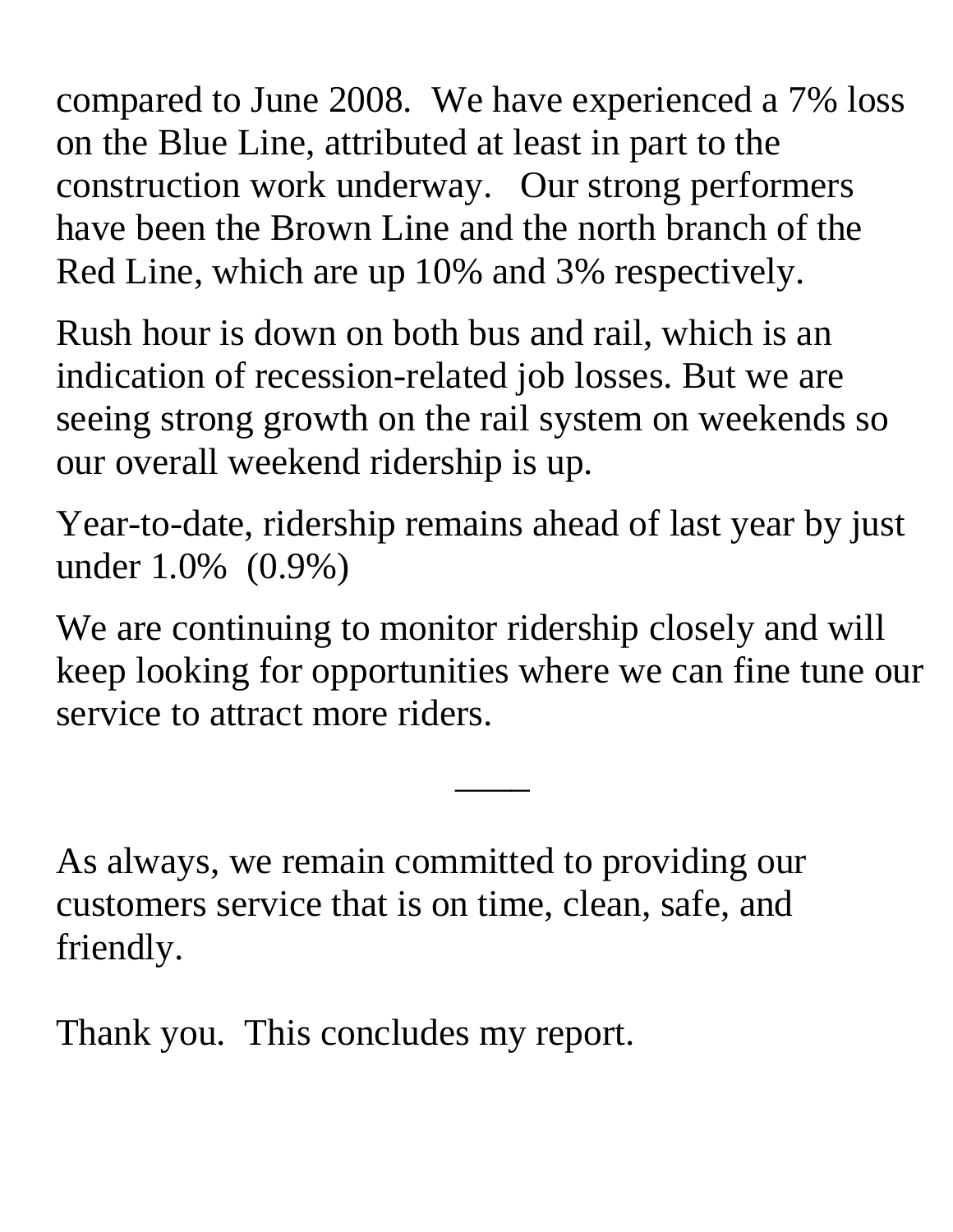compared to June 2008. We have experienced a 7% loss on the Blue Line, attributed at least in part to the construction work underway. Our strong performers have been the Brown Line and the north branch of the Red Line, which are up 10% and 3% respectively.

Rush hour is down on both bus and rail, which is an indication of recession-related job losses. But we are seeing strong growth on the rail system on weekends so our overall weekend ridership is up.

Year-to-date, ridership remains ahead of last year by just under 1.0% (0.9%)

We are continuing to monitor ridership closely and will keep looking for opportunities where we can fine tune our service to attract more riders.

\_\_\_\_

As always, we remain committed to providing our customers service that is on time, clean, safe, and friendly.

Thank you. This concludes my report.